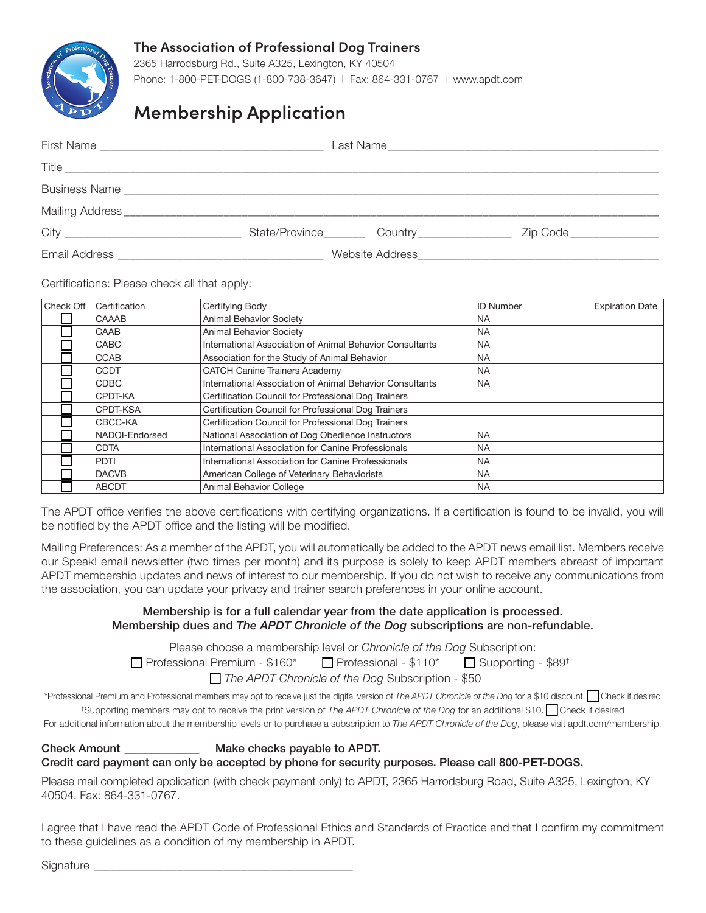# The Association of Professional Dog Trainers

2365 Harrodsburg Rd., Suite A325, Lexington, KY 40504

Phone: 1-800-PET-DOGS (1-800-738-3647) | Fax: 864-331-0767 | www.apdt.com

## Membership Application

First Name ______________________ Last Name ______________________

Title ____________________________________________

Business Name ____________________________________________

Mailing Address ____________________________________________

City ______________ State/Province ______ Country ____________ Zip Code ____________

Email Address ______________________ Website Address ______________________

Certifications: Please check all that apply:

| Check Off | Certification | Certifying Body | ID Number | Expiration Date |
|---|---|---|---|---|
| ☐ | CAAAB | Animal Behavior Society | NA | |
| ☐ | CAAB | Animal Behavior Society | NA | |
| ☐ | CABC | International Association of Animal Behavior Consultants | NA | |
| ☐ | CCAB | Association for the Study of Animal Behavior | NA | |
| ☐ | CCDT | CATCH Canine Trainers Academy | NA | |
| ☐ | CDBC | International Association of Animal Behavior Consultants | NA | |
| ☐ | CPDT-KA | Certification Council for Professional Dog Trainers | | |
| ☐ | CPDT-KSA | Certification Council for Professional Dog Trainers | | |
| ☐ | CBCC-KA | Certification Council for Professional Dog Trainers | | |
| ☐ | NADOI-Endorsed | National Association of Dog Obedience Instructors | NA | |
| ☐ | CDTA | International Association for Canine Professionals | NA | |
| ☐ | PDTI | International Association for Canine Professionals | NA | |
| ☐ | DACVB | American College of Veterinary Behaviorists | NA | |
| ☐ | ABCDT | Animal Behavior College | NA | |

The APDT office verifies the above certifications with certifying organizations. If a certification is found to be invalid, you will be notified by the APDT office and the listing will be modified.

Mailing Preferences: As a member of the APDT, you will automatically be added to the APDT news email list. Members receive our Speak! email newsletter (two times per month) and its purpose is solely to keep APDT members abreast of important APDT membership updates and news of interest to our membership. If you do not wish to receive any communications from the association, you can update your privacy and trainer search preferences in your online account.

**Membership is for a full calendar year from the date application is processed.**
**Membership dues and *The APDT Chronicle of the Dog* subscriptions are non-refundable.**

Please choose a membership level or *Chronicle of the Dog* Subscription:

☐ Professional Premium - $160* ☐ Professional - $110* ☐ Supporting - $89†

☐ *The APDT Chronicle of the Dog* Subscription - $50

*Professional Premium and Professional members may opt to receive just the digital version of *The APDT Chronicle of the Dog* for a $10 discount. ☐ Check if desired

†Supporting members may opt to receive the print version of *The APDT Chronicle of the Dog* for an additional $10. ☐ Check if desired

For additional information about the membership levels or to purchase a subscription to *The APDT Chronicle of the Dog*, please visit apdt.com/membership.

**Check Amount __________ Make checks payable to APDT.**

**Credit card payment can only be accepted by phone for security purposes. Please call 800-PET-DOGS.**

Please mail completed application (with check payment only) to APDT, 2365 Harrodsburg Road, Suite A325, Lexington, KY 40504. Fax: 864-331-0767.

I agree that I have read the APDT Code of Professional Ethics and Standards of Practice and that I confirm my commitment to these guidelines as a condition of my membership in APDT.

Signature ______________________________________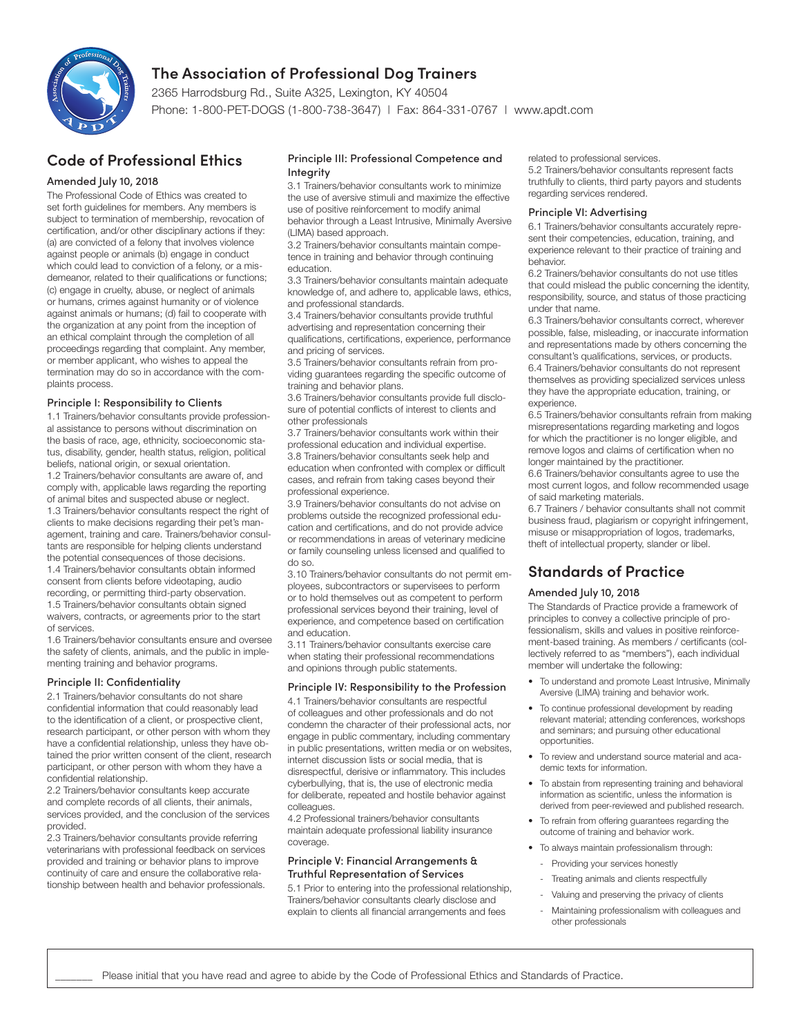# The Association of Professional Dog Trainers

2365 Harrodsburg Rd., Suite A325, Lexington, KY 40504
Phone: 1-800-PET-DOGS (1-800-738-3647) | Fax: 864-331-0767 | www.apdt.com

## Code of Professional Ethics

### Amended July 10, 2018

The Professional Code of Ethics was created to set forth guidelines for members. Any members is subject to termination of membership, revocation of certification, and/or other disciplinary actions if they: (a) are convicted of a felony that involves violence against people or animals (b) engage in conduct which could lead to conviction of a felony, or a misdemeanor, related to their qualifications or functions; (c) engage in cruelty, abuse, or neglect of animals or humans, crimes against humanity or of violence against animals or humans; (d) fail to cooperate with the organization at any point from the inception of an ethical complaint through the completion of all proceedings regarding that complaint. Any member, or member applicant, who wishes to appeal the termination may do so in accordance with the complaints process.

### Principle I: Responsibility to Clients

1.1 Trainers/behavior consultants provide professional assistance to persons without discrimination on the basis of race, age, ethnicity, socioeconomic status, disability, gender, health status, religion, political beliefs, national origin, or sexual orientation.
1.2 Trainers/behavior consultants are aware of, and comply with, applicable laws regarding the reporting of animal bites and suspected abuse or neglect.
1.3 Trainers/behavior consultants respect the right of clients to make decisions regarding their pet's management, training and care. Trainers/behavior consultants are responsible for helping clients understand the potential consequences of those decisions.
1.4 Trainers/behavior consultants obtain informed consent from clients before videotaping, audio recording, or permitting third-party observation.
1.5 Trainers/behavior consultants obtain signed waivers, contracts, or agreements prior to the start of services.
1.6 Trainers/behavior consultants ensure and oversee the safety of clients, animals, and the public in implementing training and behavior programs.

### Principle II: Confidentiality

2.1 Trainers/behavior consultants do not share confidential information that could reasonably lead to the identification of a client, or prospective client, research participant, or other person with whom they have a confidential relationship, unless they have obtained the prior written consent of the client, research participant, or other person with whom they have a confidential relationship.
2.2 Trainers/behavior consultants keep accurate and complete records of all clients, their animals, services provided, and the conclusion of the services provided.
2.3 Trainers/behavior consultants provide referring veterinarians with professional feedback on services provided and training or behavior plans to improve continuity of care and ensure the collaborative relationship between health and behavior professionals.

### Principle III: Professional Competence and Integrity

3.1 Trainers/behavior consultants work to minimize the use of aversive stimuli and maximize the effective use of positive reinforcement to modify animal behavior through a Least Intrusive, Minimally Aversive (LIMA) based approach.
3.2 Trainers/behavior consultants maintain competence in training and behavior through continuing education.
3.3 Trainers/behavior consultants maintain adequate knowledge of, and adhere to, applicable laws, ethics, and professional standards.
3.4 Trainers/behavior consultants provide truthful advertising and representation concerning their qualifications, certifications, experience, performance and pricing of services.
3.5 Trainers/behavior consultants refrain from providing guarantees regarding the specific outcome of training and behavior plans.
3.6 Trainers/behavior consultants provide full disclosure of potential conflicts of interest to clients and other professionals
3.7 Trainers/behavior consultants work within their professional education and individual expertise.
3.8 Trainers/behavior consultants seek help and education when confronted with complex or difficult cases, and refrain from taking cases beyond their professional experience.
3.9 Trainers/behavior consultants do not advise on problems outside the recognized professional education and certifications, and do not provide advice or recommendations in areas of veterinary medicine or family counseling unless licensed and qualified to do so.
3.10 Trainers/behavior consultants do not permit employees, subcontractors or supervisees to perform or to hold themselves out as competent to perform professional services beyond their training, level of experience, and competence based on certification and education.
3.11 Trainers/behavior consultants exercise care when stating their professional recommendations and opinions through public statements.

### Principle IV: Responsibility to the Profession

4.1 Trainers/behavior consultants are respectful of colleagues and other professionals and do not condemn the character of their professional acts, nor engage in public commentary, including commentary in public presentations, written media or on websites, internet discussion lists or social media, that is disrespectful, derisive or inflammatory. This includes cyberbullying, that is, the use of electronic media for deliberate, repeated and hostile behavior against colleagues.
4.2 Professional trainers/behavior consultants maintain adequate professional liability insurance coverage.

### Principle V: Financial Arrangements & Truthful Representation of Services

5.1 Prior to entering into the professional relationship, Trainers/behavior consultants clearly disclose and explain to clients all financial arrangements and fees related to professional services.
5.2 Trainers/behavior consultants represent facts truthfully to clients, third party payors and students regarding services rendered.

### Principle VI: Advertising

6.1 Trainers/behavior consultants accurately represent their competencies, education, training, and experience relevant to their practice of training and behavior.
6.2 Trainers/behavior consultants do not use titles that could mislead the public concerning the identity, responsibility, source, and status of those practicing under that name.
6.3 Trainers/behavior consultants correct, wherever possible, false, misleading, or inaccurate information and representations made by others concerning the consultant's qualifications, services, or products.
6.4 Trainers/behavior consultants do not represent themselves as providing specialized services unless they have the appropriate education, training, or experience.
6.5 Trainers/behavior consultants refrain from making misrepresentations regarding marketing and logos for which the practitioner is no longer eligible, and remove logos and claims of certification when no longer maintained by the practitioner.
6.6 Trainers/behavior consultants agree to use the most current logos, and follow recommended usage of said marketing materials.
6.7 Trainers / behavior consultants shall not commit business fraud, plagiarism or copyright infringement, misuse or misappropriation of logos, trademarks, theft of intellectual property, slander or libel.

## Standards of Practice

### Amended July 10, 2018

The Standards of Practice provide a framework of principles to convey a collective principle of professionalism, skills and values in positive reinforcement-based training. As members / certificants (collectively referred to as "members"), each individual member will undertake the following:

- To understand and promote Least Intrusive, Minimally Aversive (LIMA) training and behavior work.
- To continue professional development by reading relevant material; attending conferences, workshops and seminars; and pursuing other educational opportunities.
- To review and understand source material and academic texts for information.
- To abstain from representing training and behavioral information as scientific, unless the information is derived from peer-reviewed and published research.
- To refrain from offering guarantees regarding the outcome of training and behavior work.
- To always maintain professionalism through:
  - Providing your services honestly
  - Treating animals and clients respectfully
  - Valuing and preserving the privacy of clients
  - Maintaining professionalism with colleagues and other professionals

______ Please initial that you have read and agree to abide by the Code of Professional Ethics and Standards of Practice.